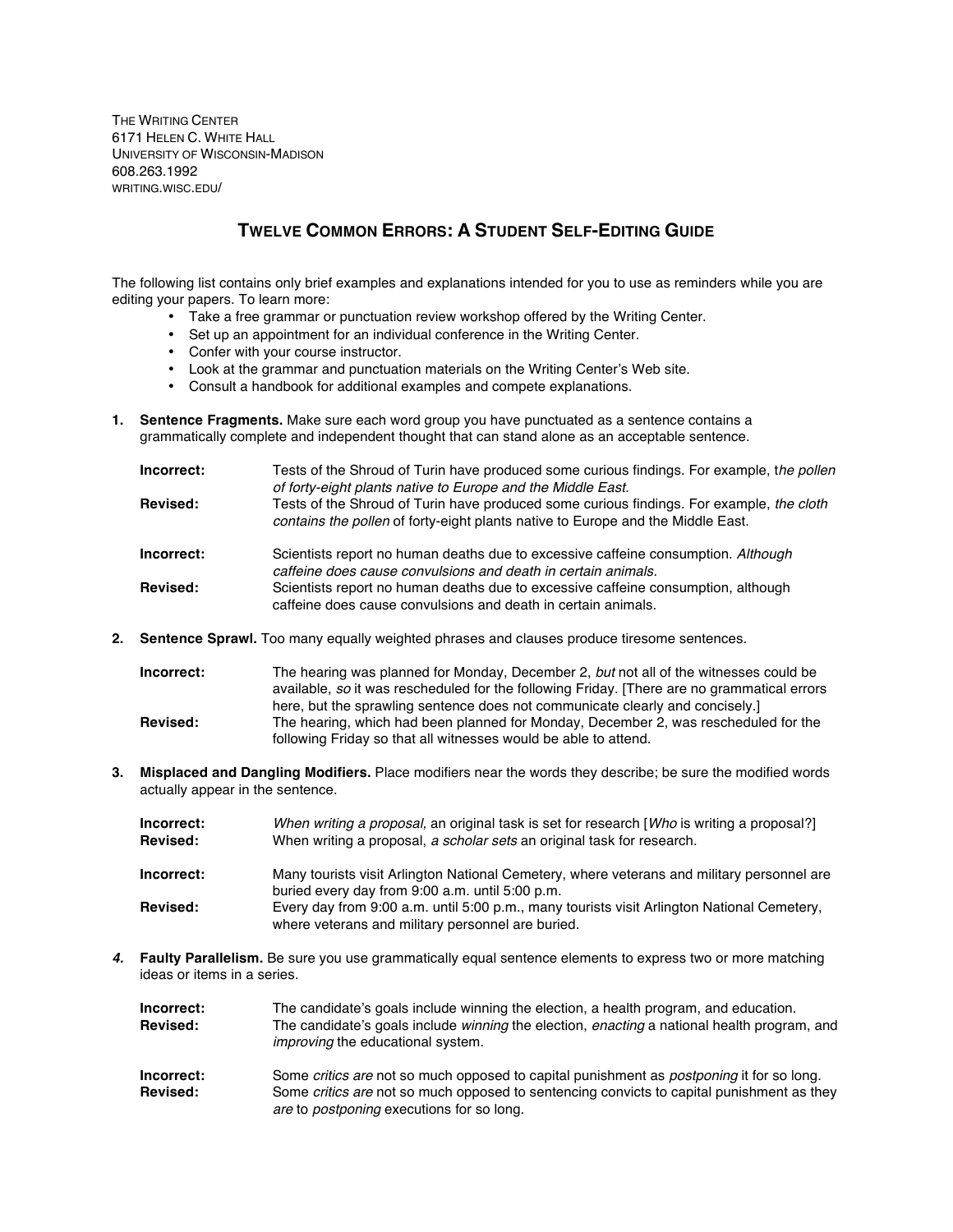THE WRITING CENTER
6171 HELEN C. WHITE HALL
UNIVERSITY OF WISCONSIN-MADISON
608.263.1992
WRITING.WISC.EDU/

# TWELVE COMMON ERRORS: A STUDENT SELF-EDITING GUIDE

The following list contains only brief examples and explanations intended for you to use as reminders while you are editing your papers. To learn more:

- Take a free grammar or punctuation review workshop offered by the Writing Center.
- Set up an appointment for an individual conference in the Writing Center.
- Confer with your course instructor.
- Look at the grammar and punctuation materials on the Writing Center's Web site.
- Consult a handbook for additional examples and compete explanations.

**1. Sentence Fragments.** Make sure each word group you have punctuated as a sentence contains a grammatically complete and independent thought that can stand alone as an acceptable sentence.

**Incorrect:** Tests of the Shroud of Turin have produced some curious findings. For example, t*he pollen of forty-eight plants native to Europe and the Middle East.*
**Revised:** Tests of the Shroud of Turin have produced some curious findings. For example, *the cloth contains the pollen* of forty-eight plants native to Europe and the Middle East.

**Incorrect:** Scientists report no human deaths due to excessive caffeine consumption. *Although caffeine does cause convulsions and death in certain animals.*
**Revised:** Scientists report no human deaths due to excessive caffeine consumption, although caffeine does cause convulsions and death in certain animals.

**2. Sentence Sprawl.** Too many equally weighted phrases and clauses produce tiresome sentences.

**Incorrect:** The hearing was planned for Monday, December 2, *but* not all of the witnesses could be available, *so* it was rescheduled for the following Friday. [There are no grammatical errors here, but the sprawling sentence does not communicate clearly and concisely.]
**Revised:** The hearing, which had been planned for Monday, December 2, was rescheduled for the following Friday so that all witnesses would be able to attend.

**3. Misplaced and Dangling Modifiers.** Place modifiers near the words they describe; be sure the modified words actually appear in the sentence.

**Incorrect:** *When writing a proposal,* an original task is set for research [*Who* is writing a proposal?]
**Revised:** When writing a proposal, *a scholar sets* an original task for research.

**Incorrect:** Many tourists visit Arlington National Cemetery, where veterans and military personnel are buried every day from 9:00 a.m. until 5:00 p.m.
**Revised:** Every day from 9:00 a.m. until 5:00 p.m., many tourists visit Arlington National Cemetery, where veterans and military personnel are buried.

***4.*** **Faulty Parallelism.** Be sure you use grammatically equal sentence elements to express two or more matching ideas or items in a series.

**Incorrect:** The candidate's goals include winning the election, a health program, and education.
**Revised:** The candidate's goals include *winning* the election, *enacting* a national health program, and *improving* the educational system.

**Incorrect:** Some *critics are* not so much opposed to capital punishment as *postponing* it for so long.
**Revised:** Some *critics are* not so much opposed to sentencing convicts to capital punishment as they *are* to *postponing* executions for so long.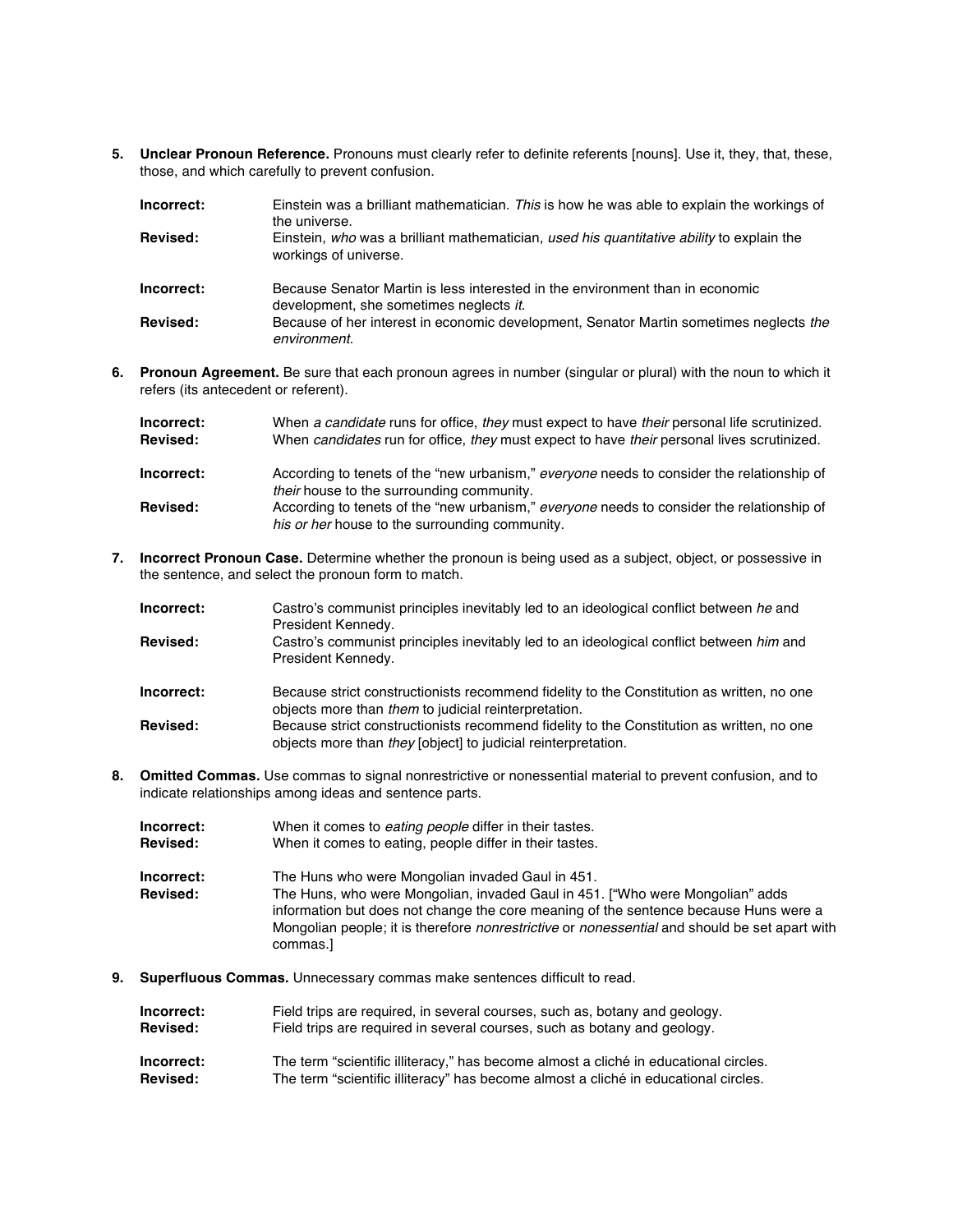5. **Unclear Pronoun Reference.** Pronouns must clearly refer to definite referents [nouns]. Use it, they, that, these, those, and which carefully to prevent confusion.

   **Incorrect:** Einstein was a brilliant mathematician. *This* is how he was able to explain the workings of the universe.
   **Revised:** Einstein, *who* was a brilliant mathematician, *used his quantitative ability* to explain the workings of universe.

   **Incorrect:** Because Senator Martin is less interested in the environment than in economic development, she sometimes neglects *it.*
   **Revised:** Because of her interest in economic development, Senator Martin sometimes neglects *the environment.*

6. **Pronoun Agreement.** Be sure that each pronoun agrees in number (singular or plural) with the noun to which it refers (its antecedent or referent).

   **Incorrect:** When *a candidate* runs for office, *they* must expect to have *their* personal life scrutinized.
   **Revised:** When *candidates* run for office, *they* must expect to have *their* personal lives scrutinized.

   **Incorrect:** According to tenets of the "new urbanism," *everyone* needs to consider the relationship of *their* house to the surrounding community.
   **Revised:** According to tenets of the "new urbanism," *everyone* needs to consider the relationship of *his or her* house to the surrounding community.

7. **Incorrect Pronoun Case.** Determine whether the pronoun is being used as a subject, object, or possessive in the sentence, and select the pronoun form to match.

   **Incorrect:** Castro's communist principles inevitably led to an ideological conflict between *he* and President Kennedy.
   **Revised:** Castro's communist principles inevitably led to an ideological conflict between *him* and President Kennedy.

   **Incorrect:** Because strict constructionists recommend fidelity to the Constitution as written, no one objects more than *them* to judicial reinterpretation.
   **Revised:** Because strict constructionists recommend fidelity to the Constitution as written, no one objects more than *they* [object] to judicial reinterpretation.

8. **Omitted Commas.** Use commas to signal nonrestrictive or nonessential material to prevent confusion, and to indicate relationships among ideas and sentence parts.

   **Incorrect:** When it comes to *eating people* differ in their tastes.
   **Revised:** When it comes to eating, people differ in their tastes.

   **Incorrect:** The Huns who were Mongolian invaded Gaul in 451.
   **Revised:** The Huns, who were Mongolian, invaded Gaul in 451. ["Who were Mongolian" adds information but does not change the core meaning of the sentence because Huns were a Mongolian people; it is therefore *nonrestrictive* or *nonessential* and should be set apart with commas.]

9. **Superfluous Commas.** Unnecessary commas make sentences difficult to read.

   **Incorrect:** Field trips are required, in several courses, such as, botany and geology.
   **Revised:** Field trips are required in several courses, such as botany and geology.

   **Incorrect:** The term "scientific illiteracy," has become almost a cliché in educational circles.
   **Revised:** The term "scientific illiteracy" has become almost a cliché in educational circles.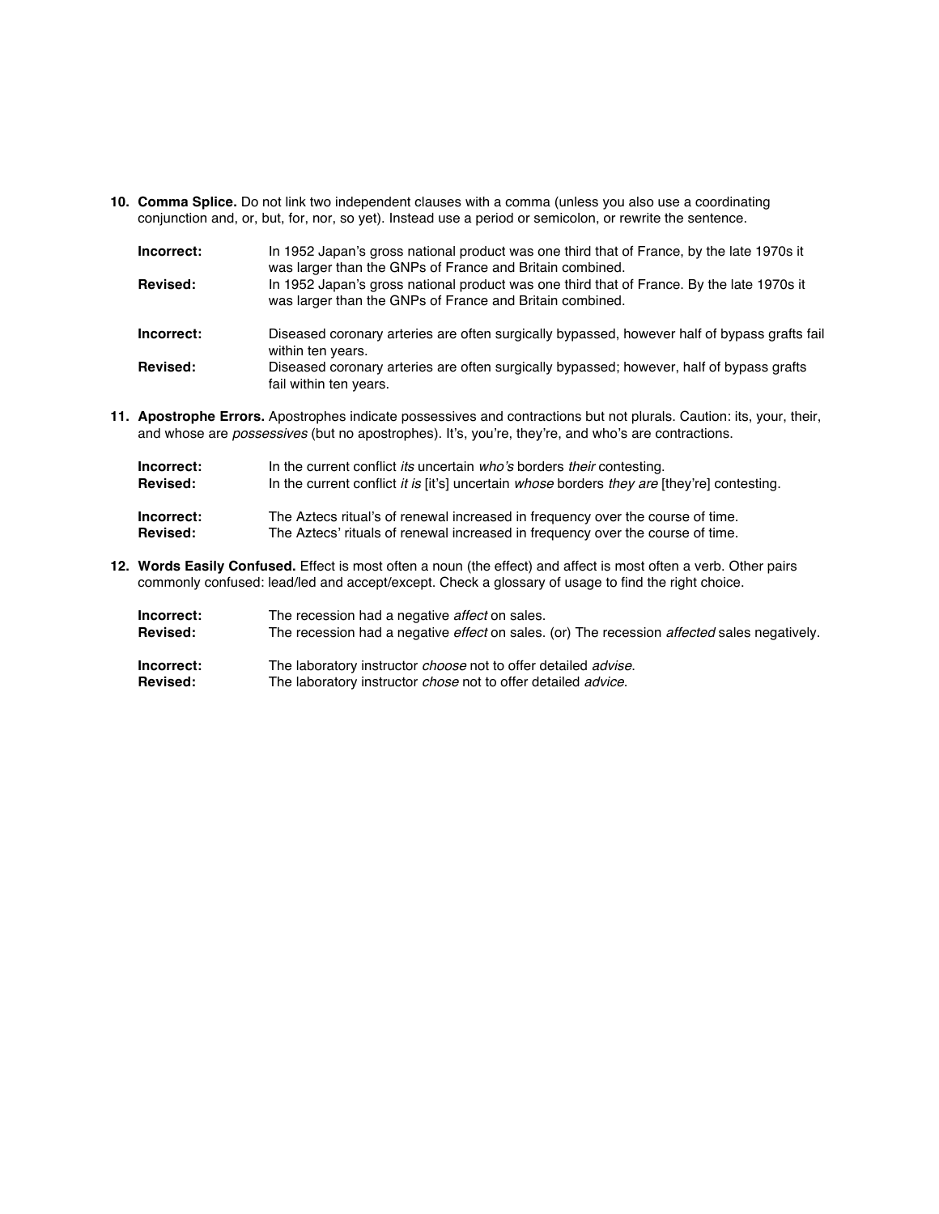10. **Comma Splice.** Do not link two independent clauses with a comma (unless you also use a coordinating conjunction and, or, but, for, nor, so yet). Instead use a period or semicolon, or rewrite the sentence.

    **Incorrect:** In 1952 Japan's gross national product was one third that of France, by the late 1970s it was larger than the GNPs of France and Britain combined.
    **Revised:** In 1952 Japan's gross national product was one third that of France. By the late 1970s it was larger than the GNPs of France and Britain combined.

    **Incorrect:** Diseased coronary arteries are often surgically bypassed, however half of bypass grafts fail within ten years.
    **Revised:** Diseased coronary arteries are often surgically bypassed; however, half of bypass grafts fail within ten years.

11. **Apostrophe Errors.** Apostrophes indicate possessives and contractions but not plurals. Caution: its, your, their, and whose are *possessives* (but no apostrophes). It's, you're, they're, and who's are contractions.

    **Incorrect:** In the current conflict *its* uncertain *who's* borders *their* contesting.
    **Revised:** In the current conflict *it is* [it's] uncertain *whose* borders *they are* [they're] contesting.

    **Incorrect:** The Aztecs ritual's of renewal increased in frequency over the course of time.
    **Revised:** The Aztecs' rituals of renewal increased in frequency over the course of time.

12. **Words Easily Confused.** Effect is most often a noun (the effect) and affect is most often a verb. Other pairs commonly confused: lead/led and accept/except. Check a glossary of usage to find the right choice.

    **Incorrect:** The recession had a negative *affect* on sales.
    **Revised:** The recession had a negative *effect* on sales. (or) The recession *affected* sales negatively.

    **Incorrect:** The laboratory instructor *choose* not to offer detailed *advise*.
    **Revised:** The laboratory instructor *chose* not to offer detailed *advice*.